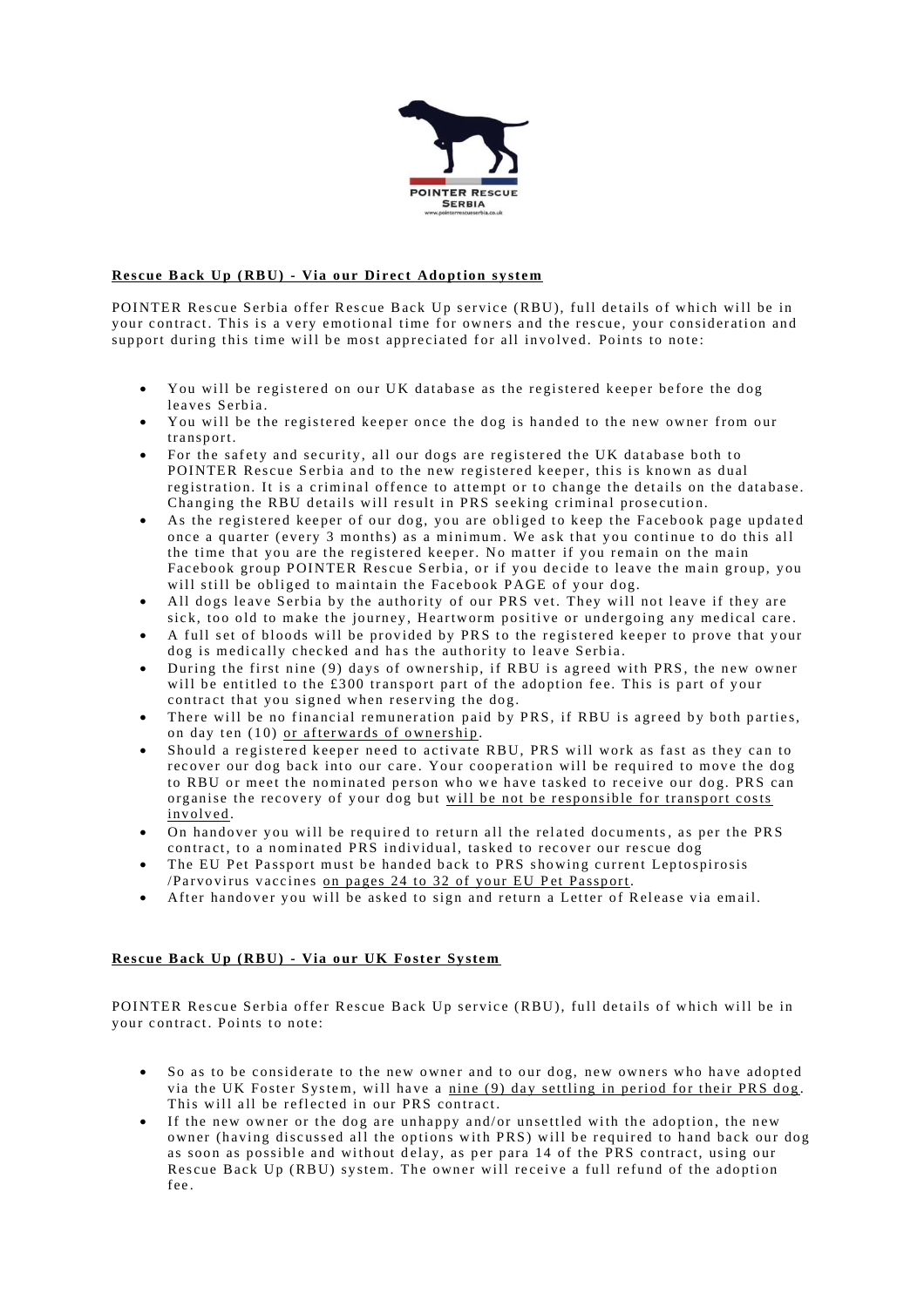POINTER RESCUE SERBIA

www.pointerrescueserbia.co.uk

## Rescue Back Up (RBU) - Via our Direct Adoption system

POINTER Rescue Serbia offer Rescue Back Up service (RBU), full details of which will be in your contract. This is a very emotional time for owners and the rescue, your consideration and support during this time will be most appreciated for all involved. Points to note:

- You will be registered on our UK database as the registered keeper before the dog leaves Serbia.
- You will be the registered keeper once the dog is handed to the new owner from our transport.
- For the safety and security, all our dogs are registered the UK database both to POINTER Rescue Serbia and to the new registered keeper, this is known as dual registration. It is a criminal offence to attempt or to change the details on the database. Changing the RBU details will result in PRS seeking criminal prosecution.
- As the registered keeper of our dog, you are obliged to keep the Facebook page updated once a quarter (every 3 months) as a minimum. We ask that you continue to do this all the time that you are the registered keeper. No matter if you remain on the main Facebook group POINTER Rescue Serbia, or if you decide to leave the main group, you will still be obliged to maintain the Facebook PAGE of your dog.
- All dogs leave Serbia by the authority of our PRS vet. They will not leave if they are sick, too old to make the journey, Heartworm positive or undergoing any medical care.
- A full set of bloods will be provided by PRS to the registered keeper to prove that your dog is medically checked and has the authority to leave Serbia.
- During the first nine (9) days of ownership, if RBU is agreed with PRS, the new owner will be entitled to the £300 transport part of the adoption fee. This is part of your contract that you signed when reserving the dog.
- There will be no financial remuneration paid by PRS, if RBU is agreed by both parties, on day ten (10) <u>or afterwards of ownership</u>.
- Should a registered keeper need to activate RBU, PRS will work as fast as they can to recover our dog back into our care. Your cooperation will be required to move the dog to RBU or meet the nominated person who we have tasked to receive our dog. PRS can organise the recovery of your dog but <u>will be not be responsible for transport costs involved</u>.
- On handover you will be required to return all the related documents, as per the PRS contract, to a nominated PRS individual, tasked to recover our rescue dog
- The EU Pet Passport must be handed back to PRS showing current Leptospirosis /Parvovirus vaccines <u>on pages 24 to 32 of your EU Pet Passport</u>.
- After handover you will be asked to sign and return a Letter of Release via email.

## Rescue Back Up (RBU) - Via our UK Foster System

POINTER Rescue Serbia offer Rescue Back Up service (RBU), full details of which will be in your contract. Points to note:

- So as to be considerate to the new owner and to our dog, new owners who have adopted via the UK Foster System, will have a <u>nine (9) day settling in period for their PRS dog</u>. This will all be reflected in our PRS contract.
- If the new owner or the dog are unhappy and/or unsettled with the adoption, the new owner (having discussed all the options with PRS) will be required to hand back our dog as soon as possible and without delay, as per para 14 of the PRS contract, using our Rescue Back Up (RBU) system. The owner will receive a full refund of the adoption fee.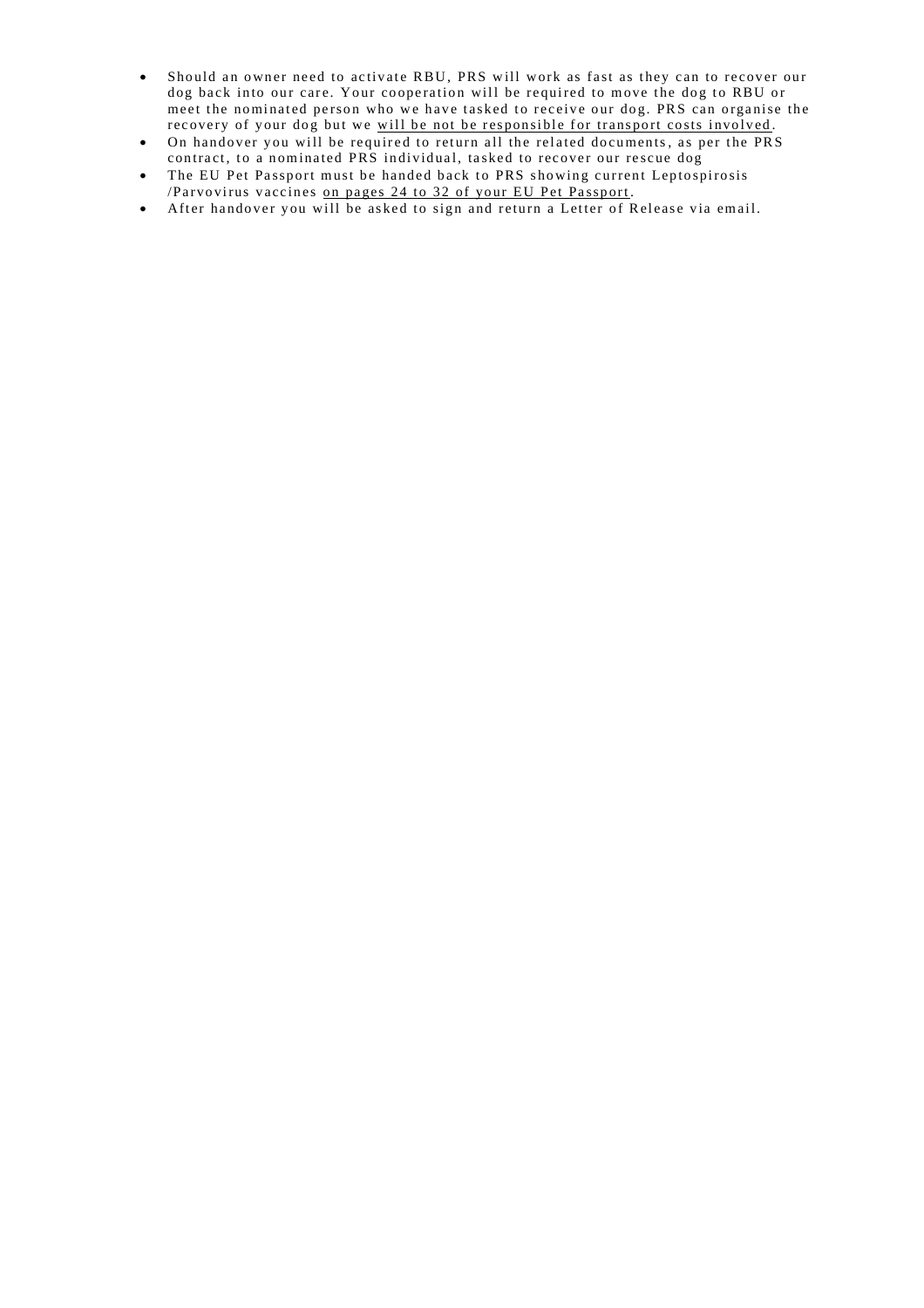- Should an owner need to activate RBU, PRS will work as fast as they can to recover our dog back into our care. Your cooperation will be required to move the dog to RBU or meet the nominated person who we have tasked to receive our dog. PRS can organise the recovery of your dog but we <u>will be not be responsible for transport costs involved</u>.
- On handover you will be required to return all the related documents, as per the PRS contract, to a nominated PRS individual, tasked to recover our rescue dog
- The EU Pet Passport must be handed back to PRS showing current Leptospirosis /Parvovirus vaccines <u>on pages 24 to 32 of your EU Pet Passport</u>.
- After handover you will be asked to sign and return a Letter of Release via email.